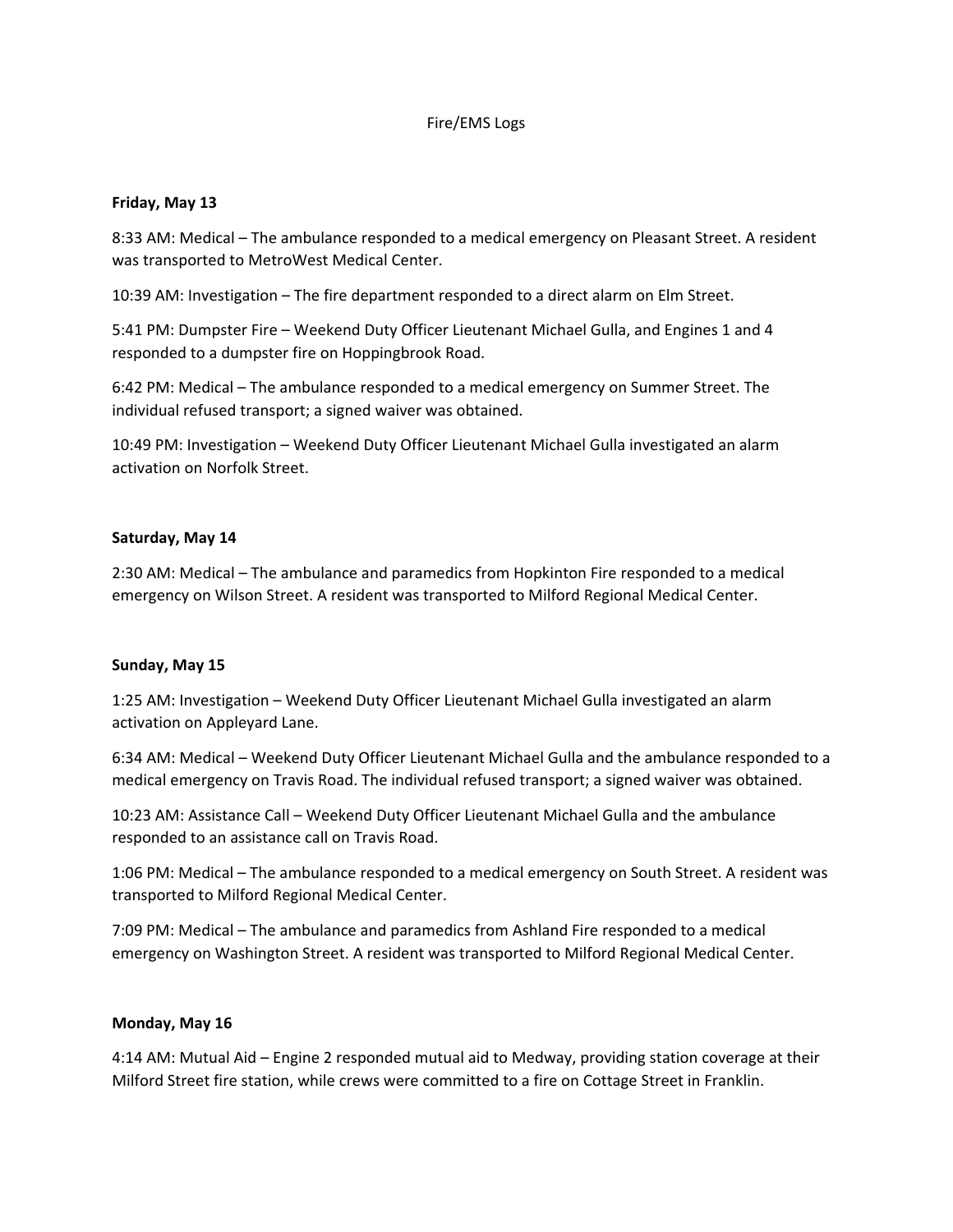# Fire/EMS Logs

**Friday, May 13**

8:33 AM: Medical – The ambulance responded to a medical emergency on Pleasant Street. A resident was transported to MetroWest Medical Center.

10:39 AM: Investigation – The fire department responded to a direct alarm on Elm Street.

5:41 PM: Dumpster Fire – Weekend Duty Officer Lieutenant Michael Gulla, and Engines 1 and 4 responded to a dumpster fire on Hoppingbrook Road.

6:42 PM: Medical – The ambulance responded to a medical emergency on Summer Street. The individual refused transport; a signed waiver was obtained.

10:49 PM: Investigation – Weekend Duty Officer Lieutenant Michael Gulla investigated an alarm activation on Norfolk Street.

**Saturday, May 14**

2:30 AM: Medical – The ambulance and paramedics from Hopkinton Fire responded to a medical emergency on Wilson Street. A resident was transported to Milford Regional Medical Center.

**Sunday, May 15**

1:25 AM: Investigation – Weekend Duty Officer Lieutenant Michael Gulla investigated an alarm activation on Appleyard Lane.

6:34 AM: Medical – Weekend Duty Officer Lieutenant Michael Gulla and the ambulance responded to a medical emergency on Travis Road. The individual refused transport; a signed waiver was obtained.

10:23 AM: Assistance Call – Weekend Duty Officer Lieutenant Michael Gulla and the ambulance responded to an assistance call on Travis Road.

1:06 PM: Medical – The ambulance responded to a medical emergency on South Street. A resident was transported to Milford Regional Medical Center.

7:09 PM: Medical – The ambulance and paramedics from Ashland Fire responded to a medical emergency on Washington Street. A resident was transported to Milford Regional Medical Center.

**Monday, May 16**

4:14 AM: Mutual Aid – Engine 2 responded mutual aid to Medway, providing station coverage at their Milford Street fire station, while crews were committed to a fire on Cottage Street in Franklin.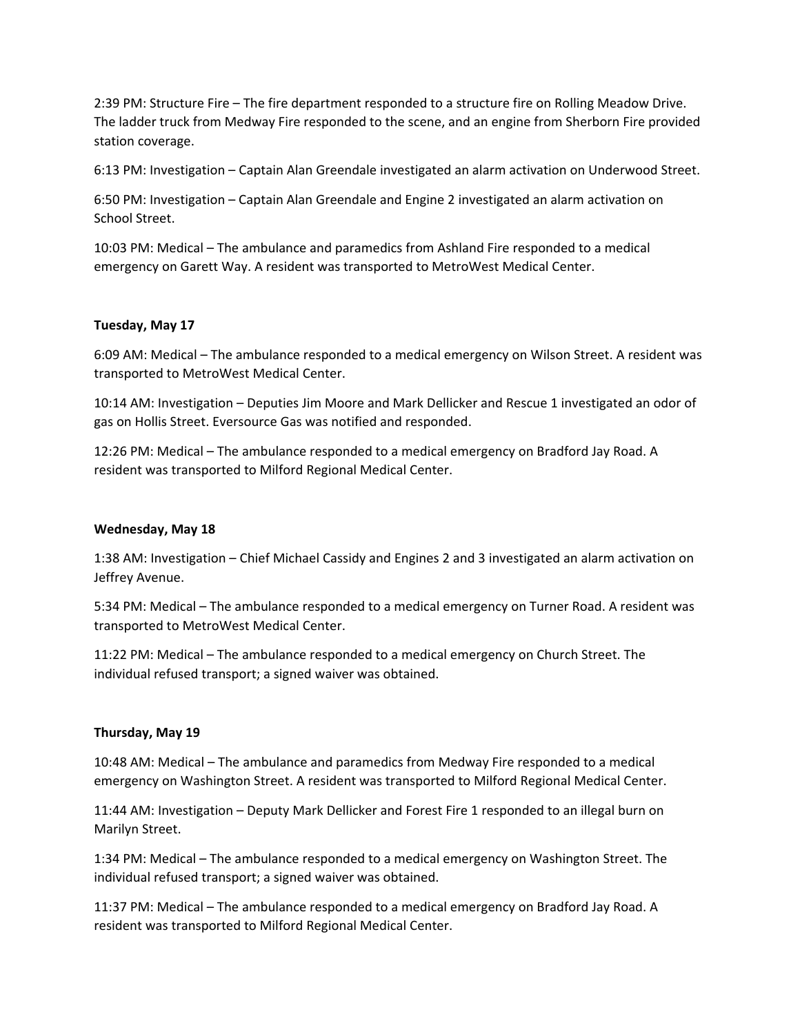2:39 PM: Structure Fire – The fire department responded to a structure fire on Rolling Meadow Drive. The ladder truck from Medway Fire responded to the scene, and an engine from Sherborn Fire provided station coverage.

6:13 PM: Investigation – Captain Alan Greendale investigated an alarm activation on Underwood Street.

6:50 PM: Investigation – Captain Alan Greendale and Engine 2 investigated an alarm activation on School Street.

10:03 PM: Medical – The ambulance and paramedics from Ashland Fire responded to a medical emergency on Garett Way. A resident was transported to MetroWest Medical Center.

**Tuesday, May 17**

6:09 AM: Medical – The ambulance responded to a medical emergency on Wilson Street. A resident was transported to MetroWest Medical Center.

10:14 AM: Investigation – Deputies Jim Moore and Mark Dellicker and Rescue 1 investigated an odor of gas on Hollis Street. Eversource Gas was notified and responded.

12:26 PM: Medical – The ambulance responded to a medical emergency on Bradford Jay Road. A resident was transported to Milford Regional Medical Center.

**Wednesday, May 18**

1:38 AM: Investigation – Chief Michael Cassidy and Engines 2 and 3 investigated an alarm activation on Jeffrey Avenue.

5:34 PM: Medical – The ambulance responded to a medical emergency on Turner Road. A resident was transported to MetroWest Medical Center.

11:22 PM: Medical – The ambulance responded to a medical emergency on Church Street. The individual refused transport; a signed waiver was obtained.

**Thursday, May 19**

10:48 AM: Medical – The ambulance and paramedics from Medway Fire responded to a medical emergency on Washington Street. A resident was transported to Milford Regional Medical Center.

11:44 AM: Investigation – Deputy Mark Dellicker and Forest Fire 1 responded to an illegal burn on Marilyn Street.

1:34 PM: Medical – The ambulance responded to a medical emergency on Washington Street. The individual refused transport; a signed waiver was obtained.

11:37 PM: Medical – The ambulance responded to a medical emergency on Bradford Jay Road. A resident was transported to Milford Regional Medical Center.